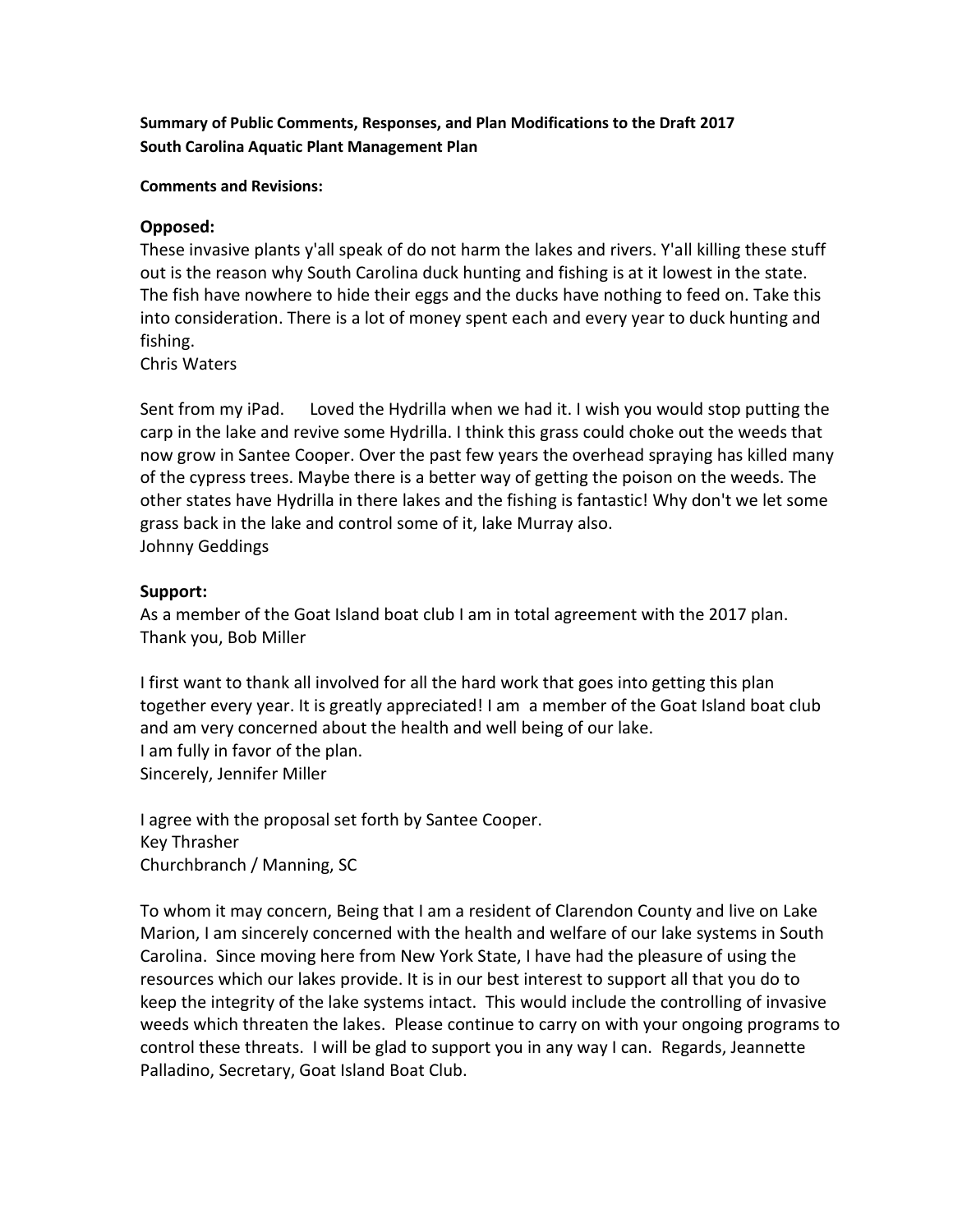**Summary of Public Comments, Responses, and Plan Modifications to the Draft 2017 South Carolina Aquatic Plant Management Plan**

**Comments and Revisions:**

## Opposed:

These invasive plants y'all speak of do not harm the lakes and rivers. Y'all killing these stuff out is the reason why South Carolina duck hunting and fishing is at it lowest in the state. The fish have nowhere to hide their eggs and the ducks have nothing to feed on. Take this into consideration. There is a lot of money spent each and every year to duck hunting and fishing.
Chris Waters

Sent from my iPad. Loved the Hydrilla when we had it. I wish you would stop putting the carp in the lake and revive some Hydrilla. I think this grass could choke out the weeds that now grow in Santee Cooper. Over the past few years the overhead spraying has killed many of the cypress trees. Maybe there is a better way of getting the poison on the weeds. The other states have Hydrilla in there lakes and the fishing is fantastic! Why don't we let some grass back in the lake and control some of it, lake Murray also.
Johnny Geddings

## Support:

As a member of the Goat Island boat club I am in total agreement with the 2017 plan.
Thank you, Bob Miller

I first want to thank all involved for all the hard work that goes into getting this plan together every year. It is greatly appreciated! I am a member of the Goat Island boat club and am very concerned about the health and well being of our lake.
I am fully in favor of the plan.
Sincerely, Jennifer Miller

I agree with the proposal set forth by Santee Cooper.
Key Thrasher
Churchbranch / Manning, SC

To whom it may concern, Being that I am a resident of Clarendon County and live on Lake Marion, I am sincerely concerned with the health and welfare of our lake systems in South Carolina. Since moving here from New York State, I have had the pleasure of using the resources which our lakes provide. It is in our best interest to support all that you do to keep the integrity of the lake systems intact. This would include the controlling of invasive weeds which threaten the lakes. Please continue to carry on with your ongoing programs to control these threats. I will be glad to support you in any way I can. Regards, Jeannette Palladino, Secretary, Goat Island Boat Club.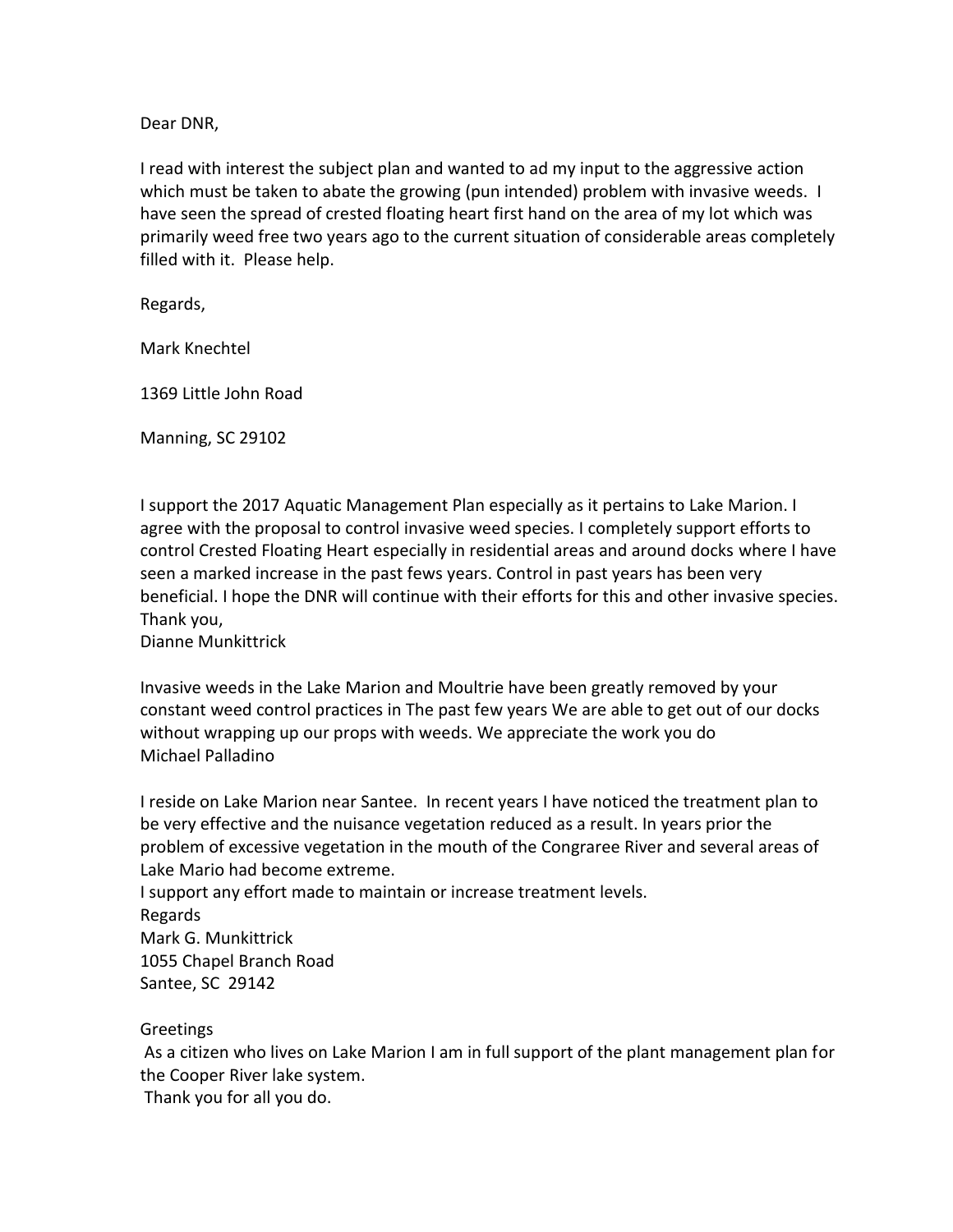Dear DNR,

I read with interest the subject plan and wanted to ad my input to the aggressive action which must be taken to abate the growing (pun intended) problem with invasive weeds. I have seen the spread of crested floating heart first hand on the area of my lot which was primarily weed free two years ago to the current situation of considerable areas completely filled with it. Please help.

Regards,

Mark Knechtel

1369 Little John Road

Manning, SC 29102

I support the 2017 Aquatic Management Plan especially as it pertains to Lake Marion. I agree with the proposal to control invasive weed species. I completely support efforts to control Crested Floating Heart especially in residential areas and around docks where I have seen a marked increase in the past fews years. Control in past years has been very beneficial. I hope the DNR will continue with their efforts for this and other invasive species.
Thank you,
Dianne Munkittrick

Invasive weeds in the Lake Marion and Moultrie have been greatly removed by your constant weed control practices in The past few years We are able to get out of our docks without wrapping up our props with weeds. We appreciate the work you do
Michael Palladino

I reside on Lake Marion near Santee. In recent years I have noticed the treatment plan to be very effective and the nuisance vegetation reduced as a result. In years prior the problem of excessive vegetation in the mouth of the Congraree River and several areas of Lake Mario had become extreme.
I support any effort made to maintain or increase treatment levels.
Regards
Mark G. Munkittrick
1055 Chapel Branch Road
Santee, SC 29142

Greetings
As a citizen who lives on Lake Marion I am in full support of the plant management plan for the Cooper River lake system.
Thank you for all you do.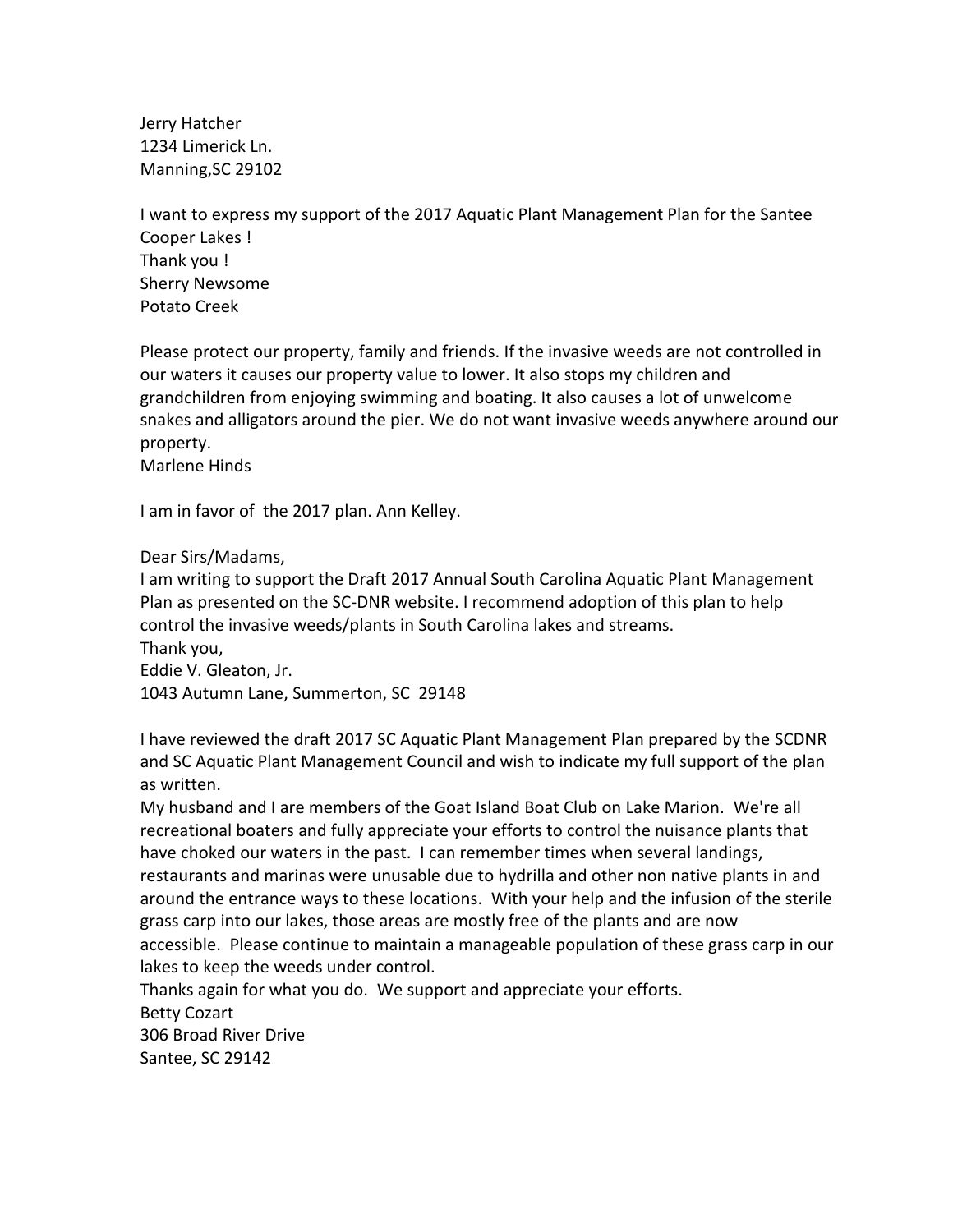Jerry Hatcher
1234 Limerick Ln.
Manning,SC 29102

I want to express my support of the 2017 Aquatic Plant Management Plan for the Santee Cooper Lakes !
Thank you !
Sherry Newsome
Potato Creek

Please protect our property, family and friends. If the invasive weeds are not controlled in our waters it causes our property value to lower. It also stops my children and grandchildren from enjoying swimming and boating. It also causes a lot of unwelcome snakes and alligators around the pier. We do not want invasive weeds anywhere around our property.
Marlene Hinds

I am in favor of the 2017 plan. Ann Kelley.

Dear Sirs/Madams,
I am writing to support the Draft 2017 Annual South Carolina Aquatic Plant Management Plan as presented on the SC-DNR website. I recommend adoption of this plan to help control the invasive weeds/plants in South Carolina lakes and streams.
Thank you,
Eddie V. Gleaton, Jr.
1043 Autumn Lane, Summerton, SC 29148

I have reviewed the draft 2017 SC Aquatic Plant Management Plan prepared by the SCDNR and SC Aquatic Plant Management Council and wish to indicate my full support of the plan as written.
My husband and I are members of the Goat Island Boat Club on Lake Marion. We're all recreational boaters and fully appreciate your efforts to control the nuisance plants that have choked our waters in the past. I can remember times when several landings, restaurants and marinas were unusable due to hydrilla and other non native plants in and around the entrance ways to these locations. With your help and the infusion of the sterile grass carp into our lakes, those areas are mostly free of the plants and are now accessible. Please continue to maintain a manageable population of these grass carp in our lakes to keep the weeds under control.
Thanks again for what you do. We support and appreciate your efforts.
Betty Cozart
306 Broad River Drive
Santee, SC 29142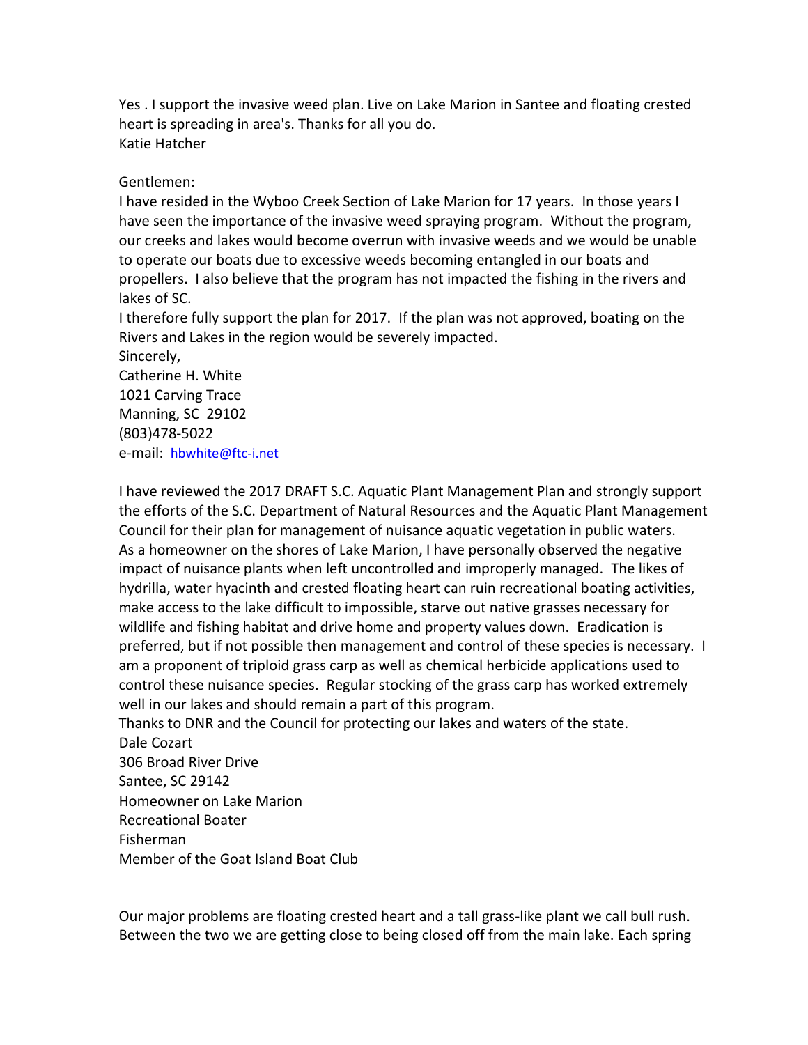Yes . I support the invasive weed plan. Live on Lake Marion in Santee and floating crested heart is spreading in area's. Thanks for all you do.
Katie Hatcher

Gentlemen:
I have resided in the Wyboo Creek Section of Lake Marion for 17 years. In those years I have seen the importance of the invasive weed spraying program. Without the program, our creeks and lakes would become overrun with invasive weeds and we would be unable to operate our boats due to excessive weeds becoming entangled in our boats and propellers. I also believe that the program has not impacted the fishing in the rivers and lakes of SC.
I therefore fully support the plan for 2017. If the plan was not approved, boating on the Rivers and Lakes in the region would be severely impacted.
Sincerely,
Catherine H. White
1021 Carving Trace
Manning, SC 29102
(803)478-5022
e-mail: hbwhite@ftc-i.net

I have reviewed the 2017 DRAFT S.C. Aquatic Plant Management Plan and strongly support the efforts of the S.C. Department of Natural Resources and the Aquatic Plant Management Council for their plan for management of nuisance aquatic vegetation in public waters. As a homeowner on the shores of Lake Marion, I have personally observed the negative impact of nuisance plants when left uncontrolled and improperly managed. The likes of hydrilla, water hyacinth and crested floating heart can ruin recreational boating activities, make access to the lake difficult to impossible, starve out native grasses necessary for wildlife and fishing habitat and drive home and property values down. Eradication is preferred, but if not possible then management and control of these species is necessary. I am a proponent of triploid grass carp as well as chemical herbicide applications used to control these nuisance species. Regular stocking of the grass carp has worked extremely well in our lakes and should remain a part of this program.
Thanks to DNR and the Council for protecting our lakes and waters of the state.
Dale Cozart
306 Broad River Drive
Santee, SC 29142
Homeowner on Lake Marion
Recreational Boater
Fisherman
Member of the Goat Island Boat Club

Our major problems are floating crested heart and a tall grass-like plant we call bull rush. Between the two we are getting close to being closed off from the main lake. Each spring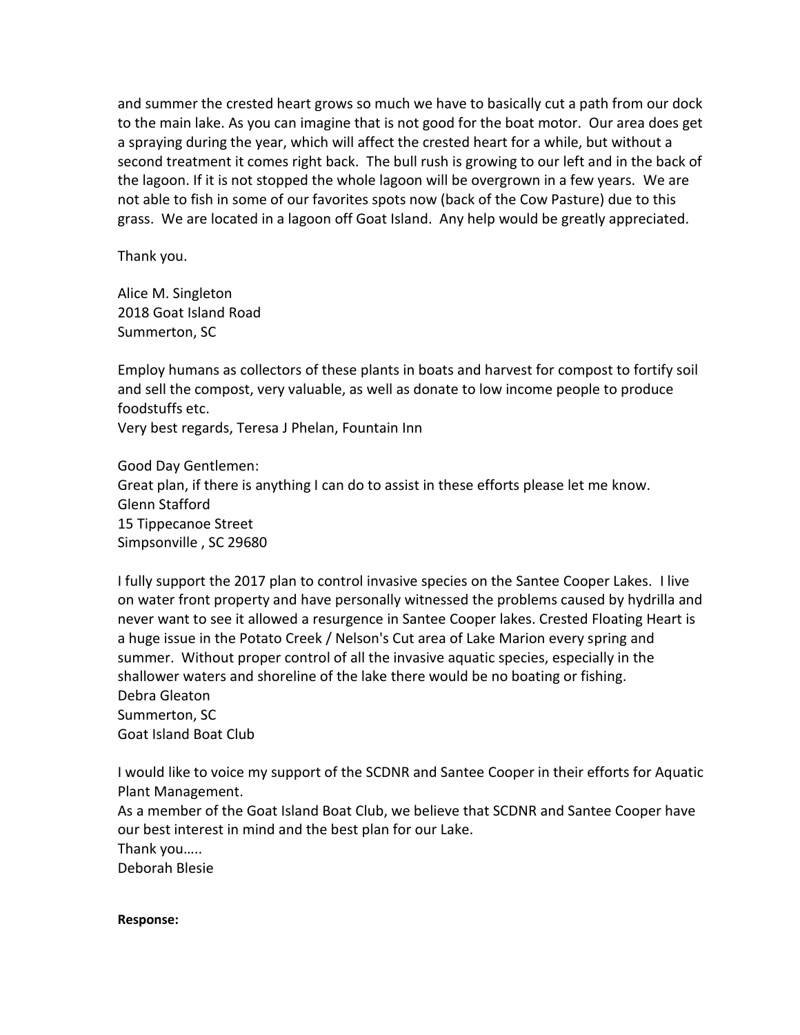and summer the crested heart grows so much we have to basically cut a path from our dock to the main lake. As you can imagine that is not good for the boat motor. Our area does get a spraying during the year, which will affect the crested heart for a while, but without a second treatment it comes right back. The bull rush is growing to our left and in the back of the lagoon. If it is not stopped the whole lagoon will be overgrown in a few years. We are not able to fish in some of our favorites spots now (back of the Cow Pasture) due to this grass. We are located in a lagoon off Goat Island. Any help would be greatly appreciated.

Thank you.

Alice M. Singleton
2018 Goat Island Road
Summerton, SC

Employ humans as collectors of these plants in boats and harvest for compost to fortify soil and sell the compost, very valuable, as well as donate to low income people to produce foodstuffs etc.
Very best regards, Teresa J Phelan, Fountain Inn

Good Day Gentlemen:
Great plan, if there is anything I can do to assist in these efforts please let me know.
Glenn Stafford
15 Tippecanoe Street
Simpsonville , SC 29680

I fully support the 2017 plan to control invasive species on the Santee Cooper Lakes. I live on water front property and have personally witnessed the problems caused by hydrilla and never want to see it allowed a resurgence in Santee Cooper lakes. Crested Floating Heart is a huge issue in the Potato Creek / Nelson's Cut area of Lake Marion every spring and summer. Without proper control of all the invasive aquatic species, especially in the shallower waters and shoreline of the lake there would be no boating or fishing.
Debra Gleaton
Summerton, SC
Goat Island Boat Club

I would like to voice my support of the SCDNR and Santee Cooper in their efforts for Aquatic Plant Management.
As a member of the Goat Island Boat Club, we believe that SCDNR and Santee Cooper have our best interest in mind and the best plan for our Lake.
Thank you…..
Deborah Blesie

**Response:**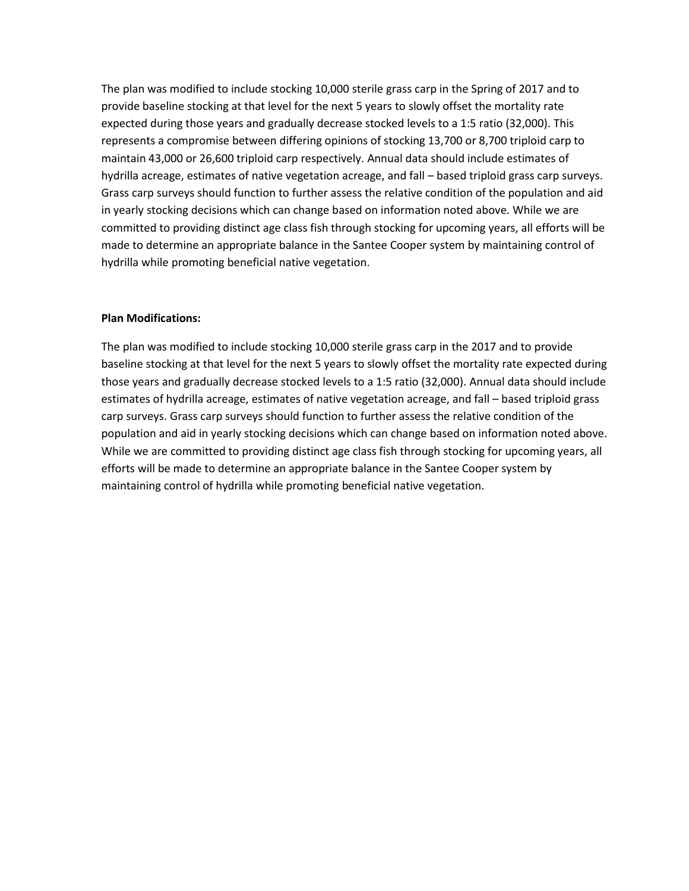The plan was modified to include stocking 10,000 sterile grass carp in the Spring of 2017 and to provide baseline stocking at that level for the next 5 years to slowly offset the mortality rate expected during those years and gradually decrease stocked levels to a 1:5 ratio (32,000). This represents a compromise between differing opinions of stocking 13,700 or 8,700 triploid carp to maintain 43,000 or 26,600 triploid carp respectively. Annual data should include estimates of hydrilla acreage, estimates of native vegetation acreage, and fall – based triploid grass carp surveys. Grass carp surveys should function to further assess the relative condition of the population and aid in yearly stocking decisions which can change based on information noted above. While we are committed to providing distinct age class fish through stocking for upcoming years, all efforts will be made to determine an appropriate balance in the Santee Cooper system by maintaining control of hydrilla while promoting beneficial native vegetation.

**Plan Modifications:**

The plan was modified to include stocking 10,000 sterile grass carp in the 2017 and to provide baseline stocking at that level for the next 5 years to slowly offset the mortality rate expected during those years and gradually decrease stocked levels to a 1:5 ratio (32,000). Annual data should include estimates of hydrilla acreage, estimates of native vegetation acreage, and fall – based triploid grass carp surveys. Grass carp surveys should function to further assess the relative condition of the population and aid in yearly stocking decisions which can change based on information noted above. While we are committed to providing distinct age class fish through stocking for upcoming years, all efforts will be made to determine an appropriate balance in the Santee Cooper system by maintaining control of hydrilla while promoting beneficial native vegetation.